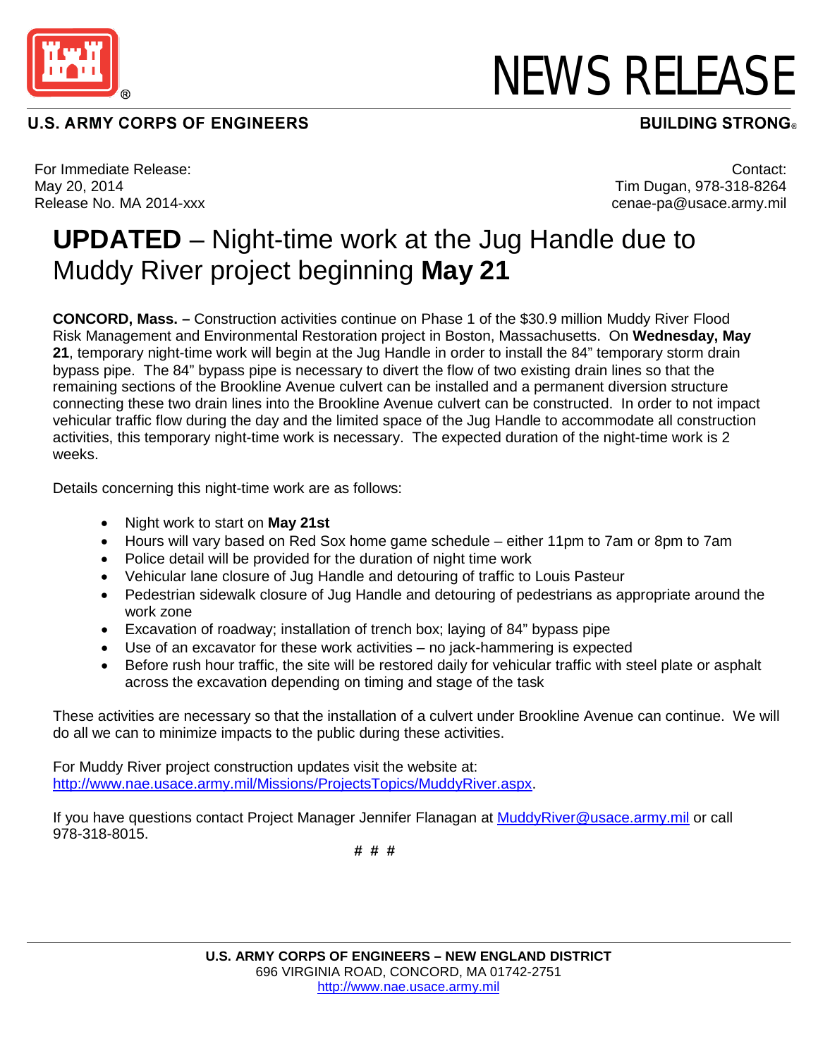# NEWS RELEASE

**U.S. ARMY CORPS OF ENGINEERS** — **BUILDING STRONG®**

For Immediate Release:
May 20, 2014
Release No. MA 2014-xxx

Contact:
Tim Dugan, 978-318-8264
cenae-pa@usace.army.mil

# **UPDATED** – Night-time work at the Jug Handle due to Muddy River project beginning **May 21**

**CONCORD, Mass. –** Construction activities continue on Phase 1 of the $30.9 million Muddy River Flood Risk Management and Environmental Restoration project in Boston, Massachusetts. On **Wednesday, May 21**, temporary night-time work will begin at the Jug Handle in order to install the 84" temporary storm drain bypass pipe. The 84" bypass pipe is necessary to divert the flow of two existing drain lines so that the remaining sections of the Brookline Avenue culvert can be installed and a permanent diversion structure connecting these two drain lines into the Brookline Avenue culvert can be constructed. In order to not impact vehicular traffic flow during the day and the limited space of the Jug Handle to accommodate all construction activities, this temporary night-time work is necessary. The expected duration of the night-time work is 2 weeks.

Details concerning this night-time work are as follows:

- Night work to start on **May 21st**
- Hours will vary based on Red Sox home game schedule – either 11pm to 7am or 8pm to 7am
- Police detail will be provided for the duration of night time work
- Vehicular lane closure of Jug Handle and detouring of traffic to Louis Pasteur
- Pedestrian sidewalk closure of Jug Handle and detouring of pedestrians as appropriate around the work zone
- Excavation of roadway; installation of trench box; laying of 84" bypass pipe
- Use of an excavator for these work activities – no jack-hammering is expected
- Before rush hour traffic, the site will be restored daily for vehicular traffic with steel plate or asphalt across the excavation depending on timing and stage of the task

These activities are necessary so that the installation of a culvert under Brookline Avenue can continue. We will do all we can to minimize impacts to the public during these activities.

For Muddy River project construction updates visit the website at: http://www.nae.usace.army.mil/Missions/ProjectsTopics/MuddyRiver.aspx.

If you have questions contact Project Manager Jennifer Flanagan at MuddyRiver@usace.army.mil or call 978-318-8015.

# # #

**U.S. ARMY CORPS OF ENGINEERS – NEW ENGLAND DISTRICT**
696 VIRGINIA ROAD, CONCORD, MA 01742-2751
http://www.nae.usace.army.mil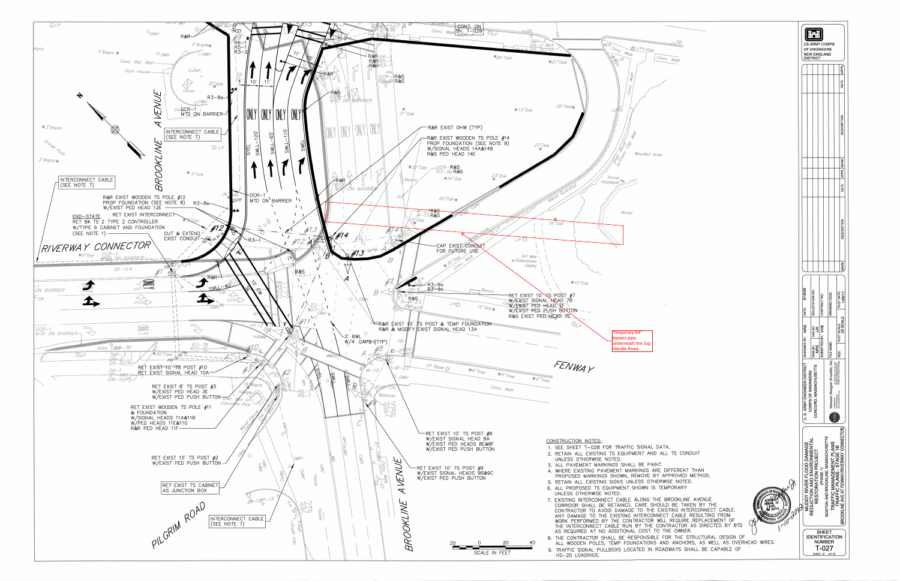CONSTRUCTION NOTES:

1. SEE SHEET T-028 FOR TRAFFIC SIGNAL DATA.
2. RETAIN ALL EXISTING TS EQUIPMENT AND ALL TS CONDUIT UNLESS OTHERWISE NOTED.
3. ALL PAVEMENT MARKINGS SHALL BE PAINT.
4. WHERE EXISTING PAVEMENT MARKINGS ARE DIFFERENT THAN PROPOSED MARKINGS SHOWN, REMOVE BY APPROVED METHOD.
5. RETAIN ALL EXISTING SIGNS UNLESS OTHERWISE NOTED.
6. ALL PROPOSED TS EQUIPMENT SHOWN IS TEMPORARY UNLESS OTHERWISE NOTED.
7. EXISTING INTERCONNECT CABLE ALONG THE BROOKLINE AVENUE CORRIDOR SHALL BE RETAINED. CARE SHOULD BE TAKEN BY THE CONTRACTOR TO AVOID DAMAGE TO THE EXISTING INTERCONNECT CABLE. ANY DAMAGE TO THE EXISTING INTERCONNECT CABLE RESULTING FROM WORK PERFORMED BY THE CONTRACTOR WILL REQUIRE REPLACEMENT OF THE INTERCONNECT CABLE RUN BY THE CONTRACTOR AS DIRECTED BY BTD AS REQUIRED AT NO ADDITIONAL COST TO THE OWNER.
8. THE CONTRACTOR SHALL BE RESPONSIBLE FOR THE STRUCTURAL DESIGN OF ALL WOODEN POLES, TEMP FOUNDATIONS AND ANCHORS, AS WELL AS OVERHEAD WIRES.
9. TRAFFIC SIGNAL PULLBOXS LOCATED IN ROADWAYS SHALL BE CAPABLE OF HS-20 LOADINGS.

BROOKLINE AVENUE

RIVERWAY CONNECTOR

FENWAY

PILGRIM ROAD

INTERCONNECT CABLE (SEE NOTE 7)

R&R EXIST WOODEN TS POLE #12 PROP FOUNDATION (SEE NOTE 8) W/EXIST PED HEAD 12E

END-STATE RET 8ø TS 2 TYPE 2 CONTROLLER W/TYPE 6 CABINET AND FOUNDATION (SEE NOTE 1)

RET EXIST INTERCONNECT

CUT & EXTEND EXIST CONDUIT

DCR-1 MTD ON BARRIER

R&R EXIST OHW (TYP)

R&R EXIST WOODEN TS POLE #14 PROP FOUNDATION (SEE NOTE 8) W/SIGNAL HEADS 14A&14B R&S PED HEAD 14E

CAP EXIST CONDUIT FOR FUTURE USE

Temporary 84" bypass pipe underneath the Jug Handle Road.

RET EXIST 10' TS POST #7 W/EXIST SIGNAL HEAD 7B W/EXIST PED HEAD 7F W/EXIST PED PUSH BUTTON R&S EXIST PED HEAD 7E

R&R EXIST 10' TS POST & TEMP FOUNDATION R&R & MODIFY EXIST SIGNAL HEAD 13A

2' BWL W/4' GAPS (TYP)

RET EXIST 10' TS POST #10 RET EXIST SIGNAL HEAD 10A

RET EXIST 8' TS POST #3 W/EXIST PED HEAD 3E W/EXIST PED PUSH BUTTON

RET EXIST WOODEN TS POLE #11 & FOUNDATION W/SIGNAL HEADS 11A&11B W/PED HEADS 11E&11G R&R PED HEAD 11F

RET EXIST 10' TS POST #2 W/EXIST PED PUSH BUTTON

RET EXIST TS CABINET AS JUNCTION BOX

RET EXIST 10' TS POST #8 W/EXIST SIGNAL HEAD 8A W/EXIST PED HEADS 8E&8F W/EXIST PED PUSH BUTTON

RET EXIST 10' TS POST #9 W/EXIST SIGNAL HEADS 9B&9C W/EXIST PED PUSH BUTTON

SCALE IN FEET: 20 0 20 40

US ARMY CORPS OF ENGINEERS NEW ENGLAND DISTRICT

U.S. ARMY ENGINEER DISTRICT CORPS OF ENGINEERS CONCORD, MASSACHUSETTS

MUDDY RIVER FLOOD DAMAGE REDUCTION AND ENVIRONMENTAL RESTORATION PROJECT BOSTON AND BROOKLINE, MASSACHUSETTS TRAFFIC MANAGEMENT PLANS TRAFFIC PLANS - STAGE 1B BROOKLINE AVE AT FENWAY/RIVERWAY CONNECTOR

SHEET IDENTIFICATION NUMBER T-027